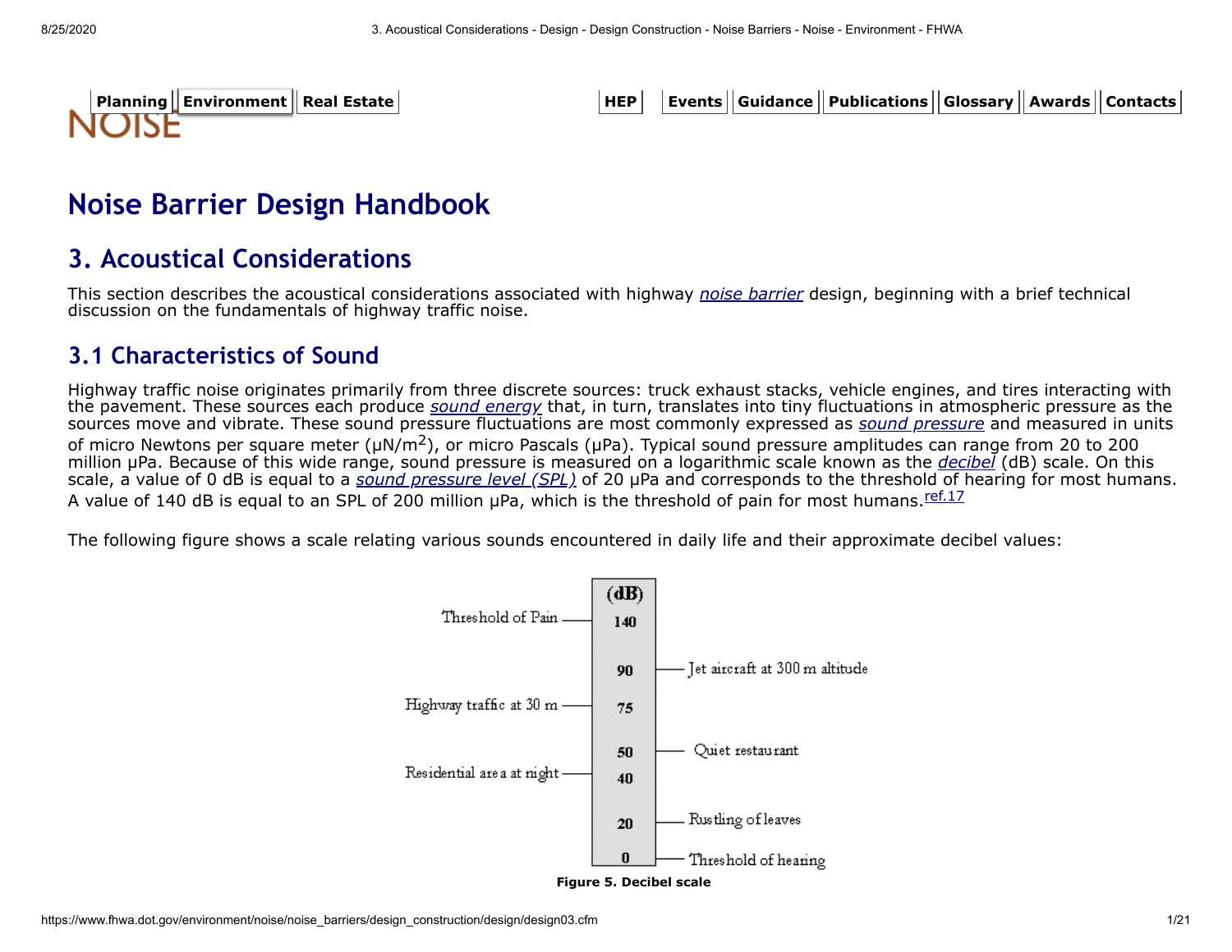# Noise Barrier Design Handbook

## 3. Acoustical Considerations

This section describes the acoustical considerations associated with highway *noise barrier* design, beginning with a brief technical discussion on the fundamentals of highway traffic noise.

### 3.1 Characteristics of Sound

Highway traffic noise originates primarily from three discrete sources: truck exhaust stacks, vehicle engines, and tires interacting with the pavement. These sources each produce *sound energy* that, in turn, translates into tiny fluctuations in atmospheric pressure as the sources move and vibrate. These sound pressure fluctuations are most commonly expressed as *sound pressure* and measured in units of micro Newtons per square meter ($\mu N/m^2$), or micro Pascals (μPa). Typical sound pressure amplitudes can range from 20 to 200 million μPa. Because of this wide range, sound pressure is measured on a logarithmic scale known as the *decibel* (dB) scale. On this scale, a value of 0 dB is equal to a *sound pressure level (SPL)* of 20 μPa and corresponds to the threshold of hearing for most humans. A value of 140 dB is equal to an SPL of 200 million μPa, which is the threshold of pain for most humans.[ref.17]

The following figure shows a scale relating various sounds encountered in daily life and their approximate decibel values:

| Sound | (dB) |
|---|---|
| Threshold of Pain | 140 |
| Jet aircraft at 300 m altitude | 90 |
| Highway traffic at 30 m | 75 |
| Quiet restaurant | 50 |
| Residential area at night | 40 |
| Rustling of leaves | 20 |
| Threshold of hearing | 0 |

**Figure 5. Decibel scale**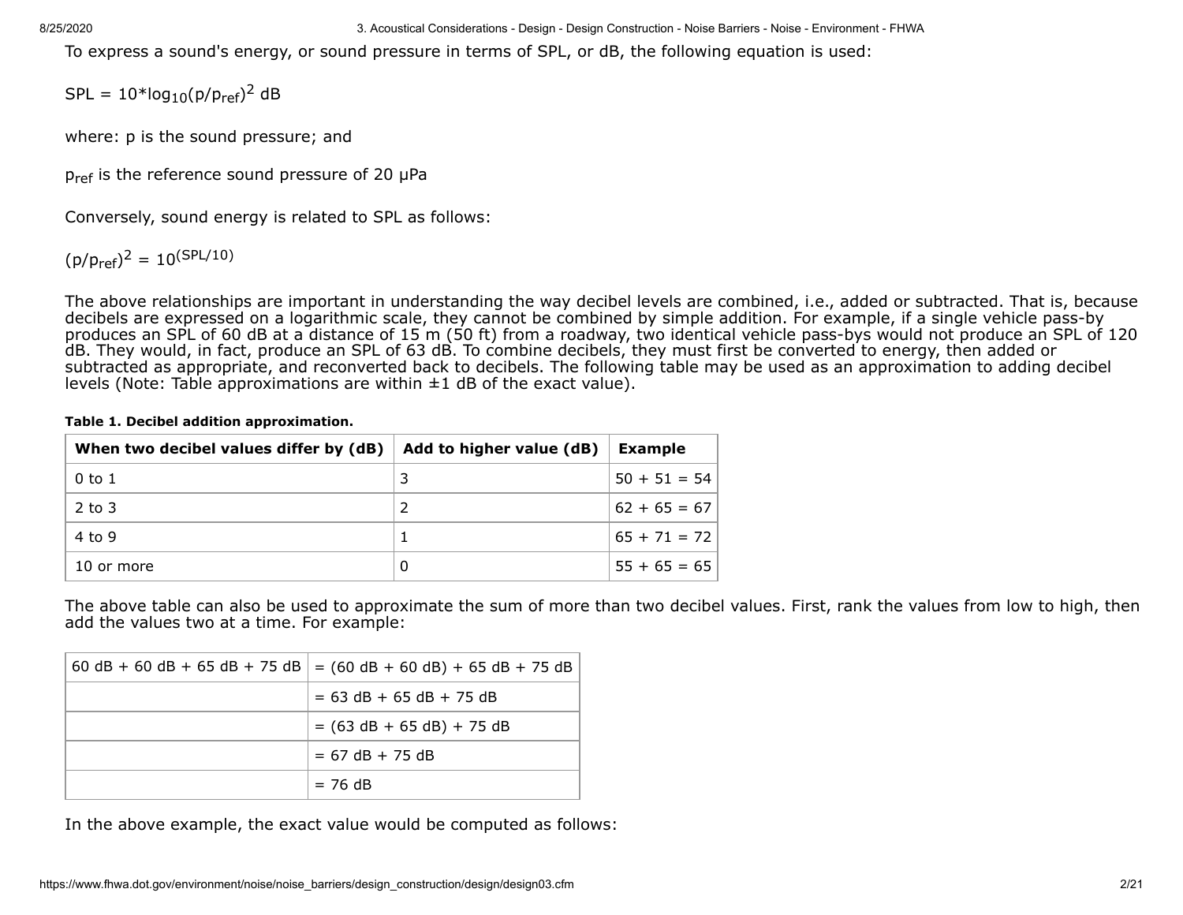To express a sound's energy, or sound pressure in terms of SPL, or dB, the following equation is used:

$$SPL = 10 * \log_{10}(p/p_{ref})^2 \text{ dB}$$

where: p is the sound pressure; and

$p_{ref}$ is the reference sound pressure of 20 μPa

Conversely, sound energy is related to SPL as follows:

$$(p/p_{ref})^2 = 10^{(SPL/10)}$$

The above relationships are important in understanding the way decibel levels are combined, i.e., added or subtracted. That is, because decibels are expressed on a logarithmic scale, they cannot be combined by simple addition. For example, if a single vehicle pass-by produces an SPL of 60 dB at a distance of 15 m (50 ft) from a roadway, two identical vehicle pass-bys would not produce an SPL of 120 dB. They would, in fact, produce an SPL of 63 dB. To combine decibels, they must first be converted to energy, then added or subtracted as appropriate, and reconverted back to decibels. The following table may be used as an approximation to adding decibel levels (Note: Table approximations are within ±1 dB of the exact value).

**Table 1. Decibel addition approximation.**

| When two decibel values differ by (dB) | Add to higher value (dB) | Example |
|---|---|---|
| 0 to 1 | 3 | 50 + 51 = 54 |
| 2 to 3 | 2 | 62 + 65 = 67 |
| 4 to 9 | 1 | 65 + 71 = 72 |
| 10 or more | 0 | 55 + 65 = 65 |

The above table can also be used to approximate the sum of more than two decibel values. First, rank the values from low to high, then add the values two at a time. For example:

| 60 dB + 60 dB + 65 dB + 75 dB | = (60 dB + 60 dB) + 65 dB + 75 dB |
|---|---|
| | = 63 dB + 65 dB + 75 dB |
| | = (63 dB + 65 dB) + 75 dB |
| | = 67 dB + 75 dB |
| | = 76 dB |

In the above example, the exact value would be computed as follows: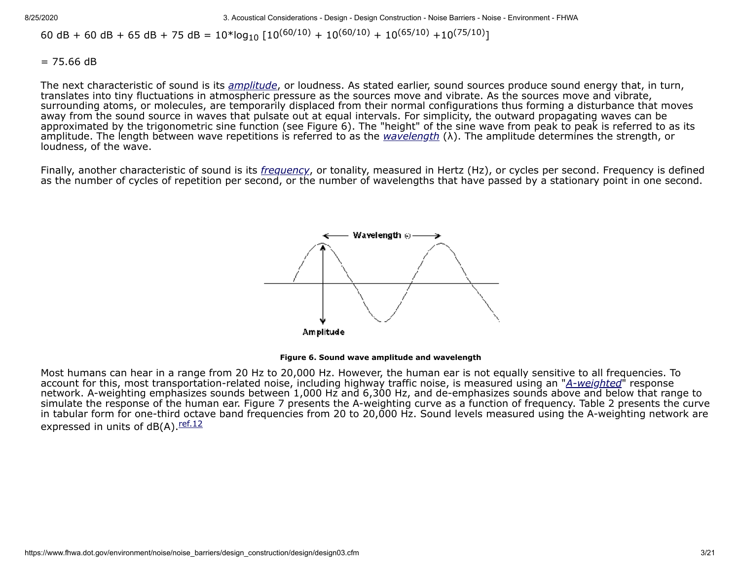$$60 \text{ dB} + 60 \text{ dB} + 65 \text{ dB} + 75 \text{ dB} = 10*\log_{10}[10^{(60/10)} + 10^{(60/10)} + 10^{(65/10)} + 10^{(75/10)}]$$

$$= 75.66 \text{ dB}$$

The next characteristic of sound is its *amplitude*, or loudness. As stated earlier, sound sources produce sound energy that, in turn, translates into tiny fluctuations in atmospheric pressure as the sources move and vibrate. As the sources move and vibrate, surrounding atoms, or molecules, are temporarily displaced from their normal configurations thus forming a disturbance that moves away from the sound source in waves that pulsate out at equal intervals. For simplicity, the outward propagating waves can be approximated by the trigonometric sine function (see Figure 6). The "height" of the sine wave from peak to peak is referred to as its amplitude. The length between wave repetitions is referred to as the *wavelength* (λ). The amplitude determines the strength, or loudness, of the wave.

Finally, another characteristic of sound is its *frequency*, or tonality, measured in Hertz (Hz), or cycles per second. Frequency is defined as the number of cycles of repetition per second, or the number of wavelengths that have passed by a stationary point in one second.

**Figure 6. Sound wave amplitude and wavelength**

Most humans can hear in a range from 20 Hz to 20,000 Hz. However, the human ear is not equally sensitive to all frequencies. To account for this, most transportation-related noise, including highway traffic noise, is measured using an "*A-weighted*" response network. A-weighting emphasizes sounds between 1,000 Hz and 6,300 Hz, and de-emphasizes sounds above and below that range to simulate the response of the human ear. Figure 7 presents the A-weighting curve as a function of frequency. Table 2 presents the curve in tabular form for one-third octave band frequencies from 20 to 20,000 Hz. Sound levels measured using the A-weighting network are expressed in units of dB(A).[ref.12]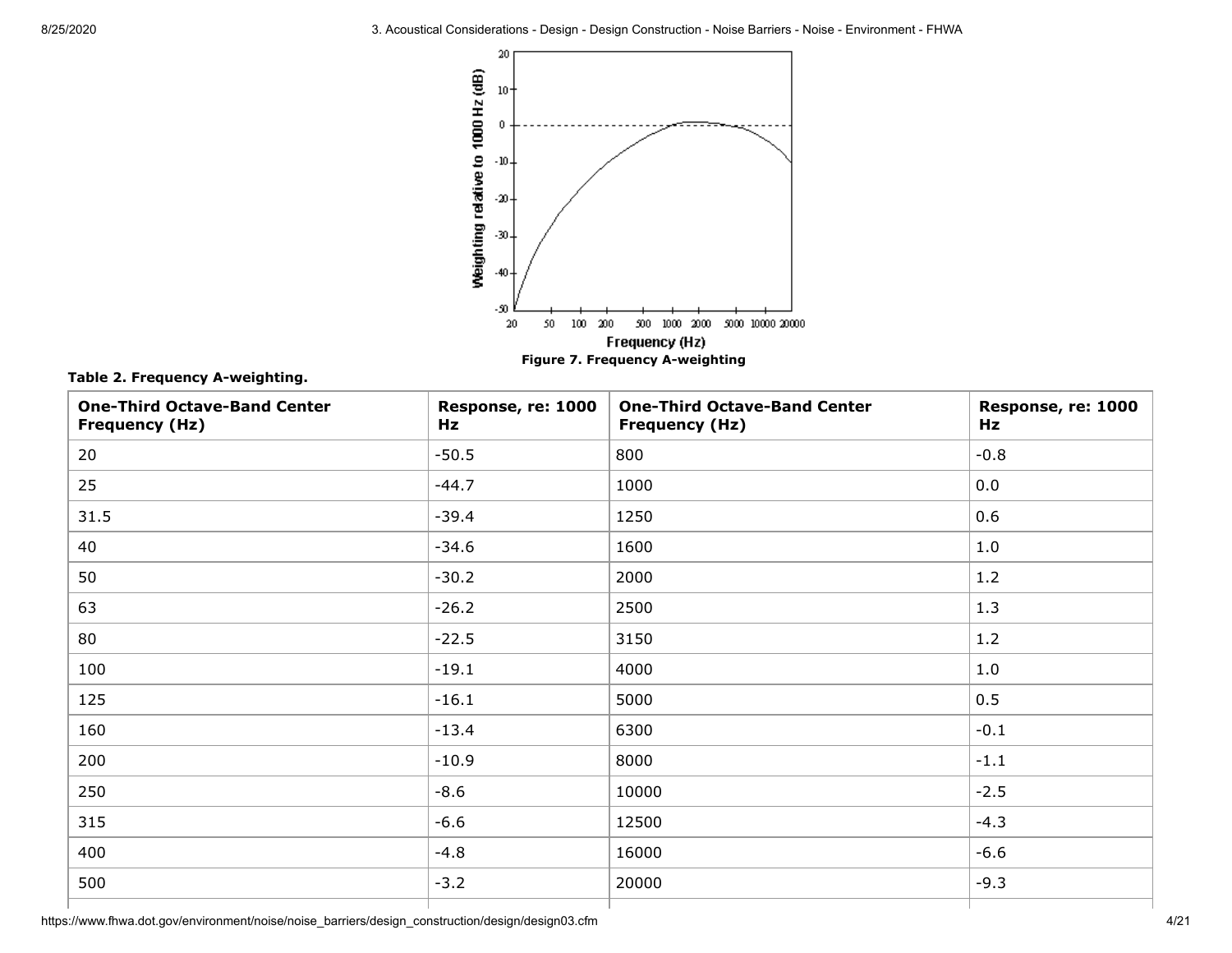Figure 7. Frequency A-weighting

**Table 2. Frequency A-weighting.**

| One-Third Octave-Band Center Frequency (Hz) | Response, re: 1000 Hz | One-Third Octave-Band Center Frequency (Hz) | Response, re: 1000 Hz |
|---|---|---|---|
| 20 | -50.5 | 800 | -0.8 |
| 25 | -44.7 | 1000 | 0.0 |
| 31.5 | -39.4 | 1250 | 0.6 |
| 40 | -34.6 | 1600 | 1.0 |
| 50 | -30.2 | 2000 | 1.2 |
| 63 | -26.2 | 2500 | 1.3 |
| 80 | -22.5 | 3150 | 1.2 |
| 100 | -19.1 | 4000 | 1.0 |
| 125 | -16.1 | 5000 | 0.5 |
| 160 | -13.4 | 6300 | -0.1 |
| 200 | -10.9 | 8000 | -1.1 |
| 250 | -8.6 | 10000 | -2.5 |
| 315 | -6.6 | 12500 | -4.3 |
| 400 | -4.8 | 16000 | -6.6 |
| 500 | -3.2 | 20000 | -9.3 |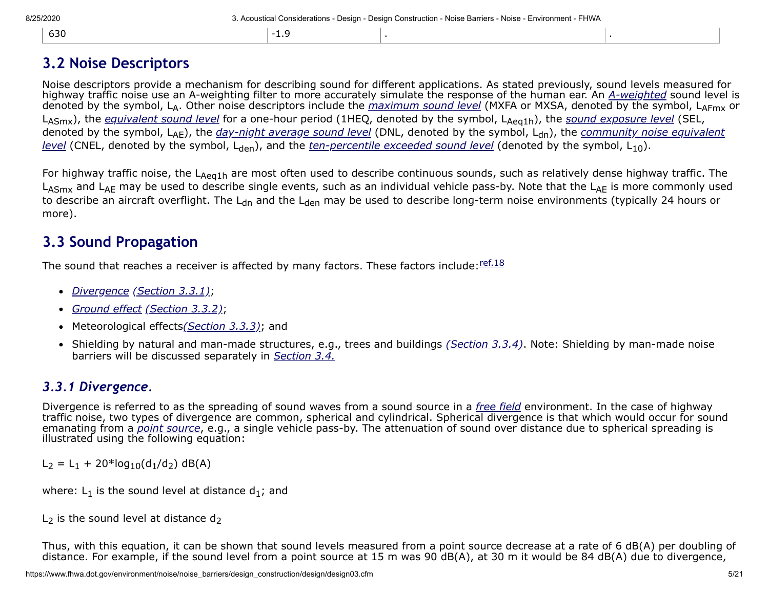| 630 | -1.9 | . | . |
|---|---|---|---|

## 3.2 Noise Descriptors

Noise descriptors provide a mechanism for describing sound for different applications. As stated previously, sound levels measured for highway traffic noise use an A-weighting filter to more accurately simulate the response of the human ear. An *A-weighted* sound level is denoted by the symbol, $L_A$. Other noise descriptors include the *maximum sound level* (MXFA or MXSA, denoted by the symbol, $L_{AFmx}$ or $L_{ASmx}$), the *equivalent sound level* for a one-hour period (1HEQ, denoted by the symbol, $L_{Aeq1h}$), the *sound exposure level* (SEL, denoted by the symbol, $L_{AE}$), the *day-night average sound level* (DNL, denoted by the symbol, $L_{dn}$), the *community noise equivalent level* (CNEL, denoted by the symbol, $L_{den}$), and the *ten-percentile exceeded sound level* (denoted by the symbol, $L_{10}$).

For highway traffic noise, the $L_{Aeq1h}$ are most often used to describe continuous sounds, such as relatively dense highway traffic. The $L_{ASmx}$ and $L_{AE}$ may be used to describe single events, such as an individual vehicle pass-by. Note that the $L_{AE}$ is more commonly used to describe an aircraft overflight. The $L_{dn}$ and the $L_{den}$ may be used to describe long-term noise environments (typically 24 hours or more).

## 3.3 Sound Propagation

The sound that reaches a receiver is affected by many factors. These factors include:[ref.18]

- *Divergence* *(Section 3.3.1)*;
- *Ground effect* *(Section 3.3.2)*;
- Meteorological effects*(Section 3.3.3)*; and
- Shielding by natural and man-made structures, e.g., trees and buildings *(Section 3.3.4)*. Note: Shielding by man-made noise barriers will be discussed separately in *Section 3.4.*

### *3.3.1 Divergence.*

Divergence is referred to as the spreading of sound waves from a sound source in a *free field* environment. In the case of highway traffic noise, two types of divergence are common, spherical and cylindrical. Spherical divergence is that which would occur for sound emanating from a *point source*, e.g., a single vehicle pass-by. The attenuation of sound over distance due to spherical spreading is illustrated using the following equation:

$$L_2 = L_1 + 20*\log_{10}(d_1/d_2) \text{ dB(A)}$$

where: $L_1$ is the sound level at distance $d_1$; and

$L_2$ is the sound level at distance $d_2$

Thus, with this equation, it can be shown that sound levels measured from a point source decrease at a rate of 6 dB(A) per doubling of distance. For example, if the sound level from a point source at 15 m was 90 dB(A), at 30 m it would be 84 dB(A) due to divergence,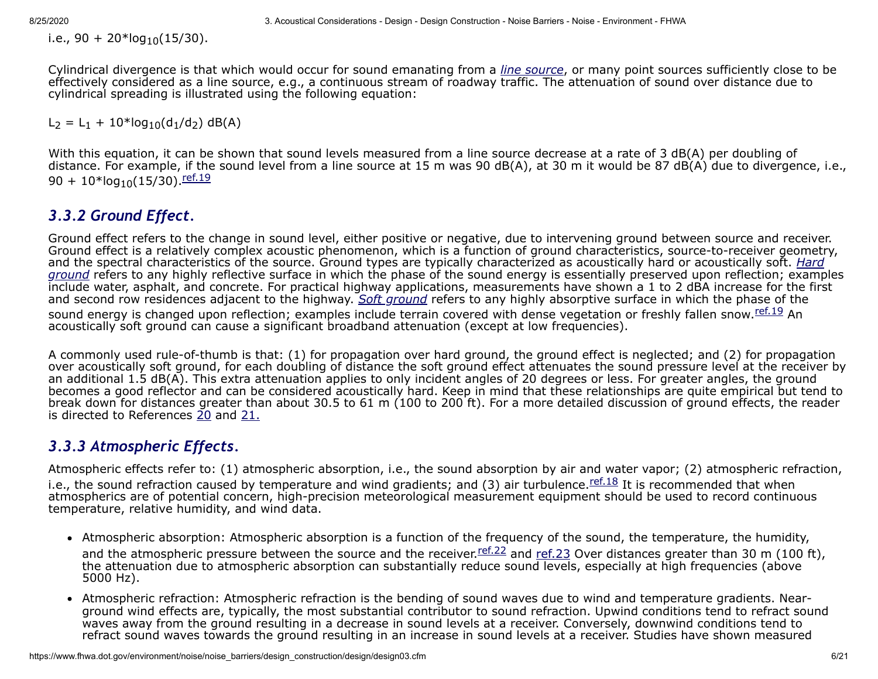i.e., $90 + 20*\log_{10}(15/30)$.

Cylindrical divergence is that which would occur for sound emanating from a *line source*, or many point sources sufficiently close to be effectively considered as a line source, e.g., a continuous stream of roadway traffic. The attenuation of sound over distance due to cylindrical spreading is illustrated using the following equation:

$$L_2 = L_1 + 10*\log_{10}(d_1/d_2) \text{ dB(A)}$$

With this equation, it can be shown that sound levels measured from a line source decrease at a rate of 3 dB(A) per doubling of distance. For example, if the sound level from a line source at 15 m was 90 dB(A), at 30 m it would be 87 dB(A) due to divergence, i.e., $90 + 10*\log_{10}(15/30)$.[ref.19]

### *3.3.2 Ground Effect.*

Ground effect refers to the change in sound level, either positive or negative, due to intervening ground between source and receiver. Ground effect is a relatively complex acoustic phenomenon, which is a function of ground characteristics, source-to-receiver geometry, and the spectral characteristics of the source. Ground types are typically characterized as acoustically hard or acoustically soft. *Hard ground* refers to any highly reflective surface in which the phase of the sound energy is essentially preserved upon reflection; examples include water, asphalt, and concrete. For practical highway applications, measurements have shown a 1 to 2 dBA increase for the first and second row residences adjacent to the highway. *Soft ground* refers to any highly absorptive surface in which the phase of the sound energy is changed upon reflection; examples include terrain covered with dense vegetation or freshly fallen snow.[ref.19] An acoustically soft ground can cause a significant broadband attenuation (except at low frequencies).

A commonly used rule-of-thumb is that: (1) for propagation over hard ground, the ground effect is neglected; and (2) for propagation over acoustically soft ground, for each doubling of distance the soft ground effect attenuates the sound pressure level at the receiver by an additional 1.5 dB(A). This extra attenuation applies to only incident angles of 20 degrees or less. For greater angles, the ground becomes a good reflector and can be considered acoustically hard. Keep in mind that these relationships are quite empirical but tend to break down for distances greater than about 30.5 to 61 m (100 to 200 ft). For a more detailed discussion of ground effects, the reader is directed to References 20 and 21.

### *3.3.3 Atmospheric Effects.*

Atmospheric effects refer to: (1) atmospheric absorption, i.e., the sound absorption by air and water vapor; (2) atmospheric refraction, i.e., the sound refraction caused by temperature and wind gradients; and (3) air turbulence.[ref.18] It is recommended that when atmospherics are of potential concern, high-precision meteorological measurement equipment should be used to record continuous temperature, relative humidity, and wind data.

- Atmospheric absorption: Atmospheric absorption is a function of the frequency of the sound, the temperature, the humidity, and the atmospheric pressure between the source and the receiver.[ref.22] and ref.23 Over distances greater than 30 m (100 ft), the attenuation due to atmospheric absorption can substantially reduce sound levels, especially at high frequencies (above 5000 Hz).
- Atmospheric refraction: Atmospheric refraction is the bending of sound waves due to wind and temperature gradients. Near-ground wind effects are, typically, the most substantial contributor to sound refraction. Upwind conditions tend to refract sound waves away from the ground resulting in a decrease in sound levels at a receiver. Conversely, downwind conditions tend to refract sound waves towards the ground resulting in an increase in sound levels at a receiver. Studies have shown measured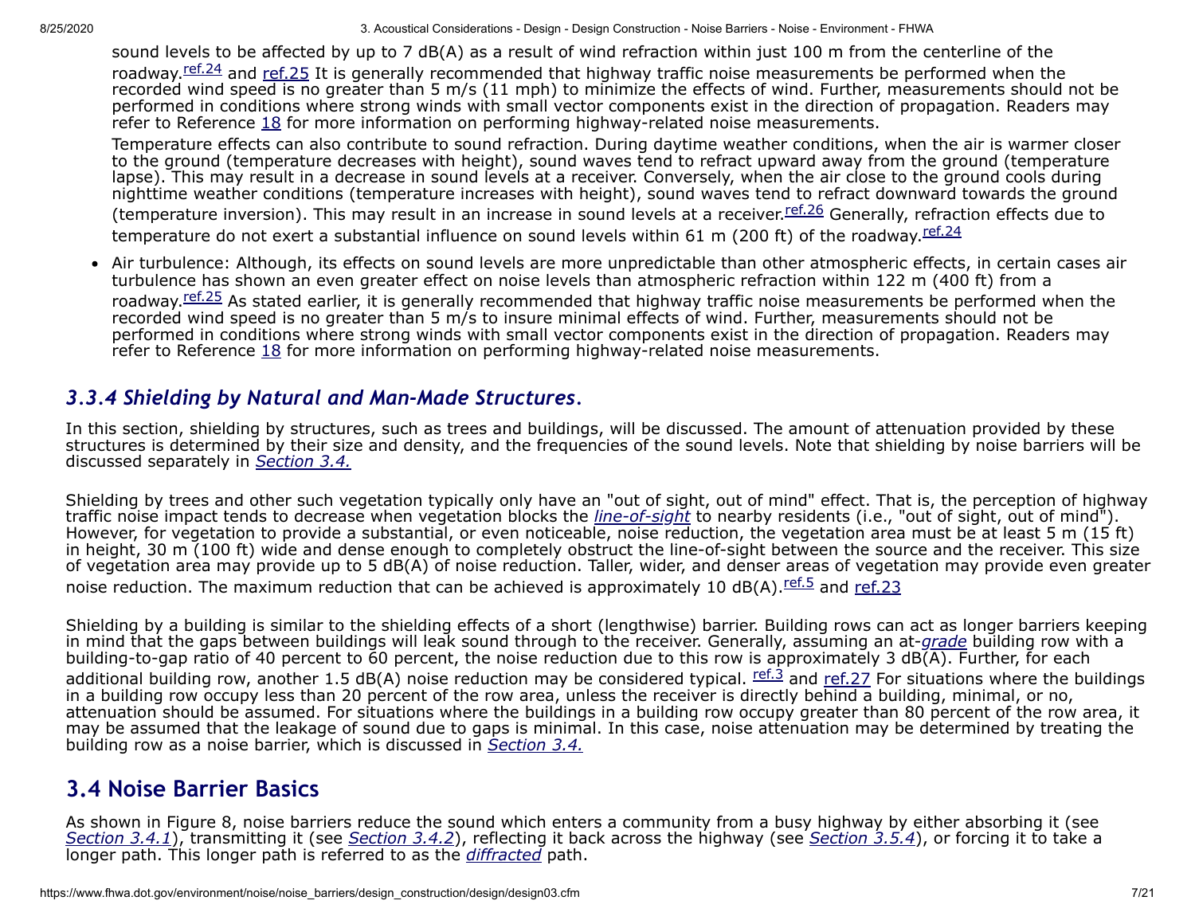sound levels to be affected by up to 7 dB(A) as a result of wind refraction within just 100 m from the centerline of the roadway.[ref.24] and [ref.25] It is generally recommended that highway traffic noise measurements be performed when the recorded wind speed is no greater than 5 m/s (11 mph) to minimize the effects of wind. Further, measurements should not be performed in conditions where strong winds with small vector components exist in the direction of propagation. Readers may refer to Reference 18 for more information on performing highway-related noise measurements.

Temperature effects can also contribute to sound refraction. During daytime weather conditions, when the air is warmer closer to the ground (temperature decreases with height), sound waves tend to refract upward away from the ground (temperature lapse). This may result in a decrease in sound levels at a receiver. Conversely, when the air close to the ground cools during nighttime weather conditions (temperature increases with height), sound waves tend to refract downward towards the ground (temperature inversion). This may result in an increase in sound levels at a receiver.[ref.26] Generally, refraction effects due to temperature do not exert a substantial influence on sound levels within 61 m (200 ft) of the roadway.[ref.24]

- Air turbulence: Although, its effects on sound levels are more unpredictable than other atmospheric effects, in certain cases air turbulence has shown an even greater effect on noise levels than atmospheric refraction within 122 m (400 ft) from a roadway.[ref.25] As stated earlier, it is generally recommended that highway traffic noise measurements be performed when the recorded wind speed is no greater than 5 m/s to insure minimal effects of wind. Further, measurements should not be performed in conditions where strong winds with small vector components exist in the direction of propagation. Readers may refer to Reference 18 for more information on performing highway-related noise measurements.

### *3.3.4 Shielding by Natural and Man-Made Structures.*

In this section, shielding by structures, such as trees and buildings, will be discussed. The amount of attenuation provided by these structures is determined by their size and density, and the frequencies of the sound levels. Note that shielding by noise barriers will be discussed separately in *Section 3.4.*

Shielding by trees and other such vegetation typically only have an "out of sight, out of mind" effect. That is, the perception of highway traffic noise impact tends to decrease when vegetation blocks the *line-of-sight* to nearby residents (i.e., "out of sight, out of mind"). However, for vegetation to provide a substantial, or even noticeable, noise reduction, the vegetation area must be at least 5 m (15 ft) in height, 30 m (100 ft) wide and dense enough to completely obstruct the line-of-sight between the source and the receiver. This size of vegetation area may provide up to 5 dB(A) of noise reduction. Taller, wider, and denser areas of vegetation may provide even greater noise reduction. The maximum reduction that can be achieved is approximately 10 dB(A).[ref.5] and [ref.23]

Shielding by a building is similar to the shielding effects of a short (lengthwise) barrier. Building rows can act as longer barriers keeping in mind that the gaps between buildings will leak sound through to the receiver. Generally, assuming an at-*grade* building row with a building-to-gap ratio of 40 percent to 60 percent, the noise reduction due to this row is approximately 3 dB(A). Further, for each additional building row, another 1.5 dB(A) noise reduction may be considered typical. [ref.3] and [ref.27] For situations where the buildings in a building row occupy less than 20 percent of the row area, unless the receiver is directly behind a building, minimal, or no, attenuation should be assumed. For situations where the buildings in a building row occupy greater than 80 percent of the row area, it may be assumed that the leakage of sound due to gaps is minimal. In this case, noise attenuation may be determined by treating the building row as a noise barrier, which is discussed in *Section 3.4.*

## 3.4 Noise Barrier Basics

As shown in Figure 8, noise barriers reduce the sound which enters a community from a busy highway by either absorbing it (see *Section 3.4.1*), transmitting it (see *Section 3.4.2*), reflecting it back across the highway (see *Section 3.5.4*), or forcing it to take a longer path. This longer path is referred to as the *diffracted* path.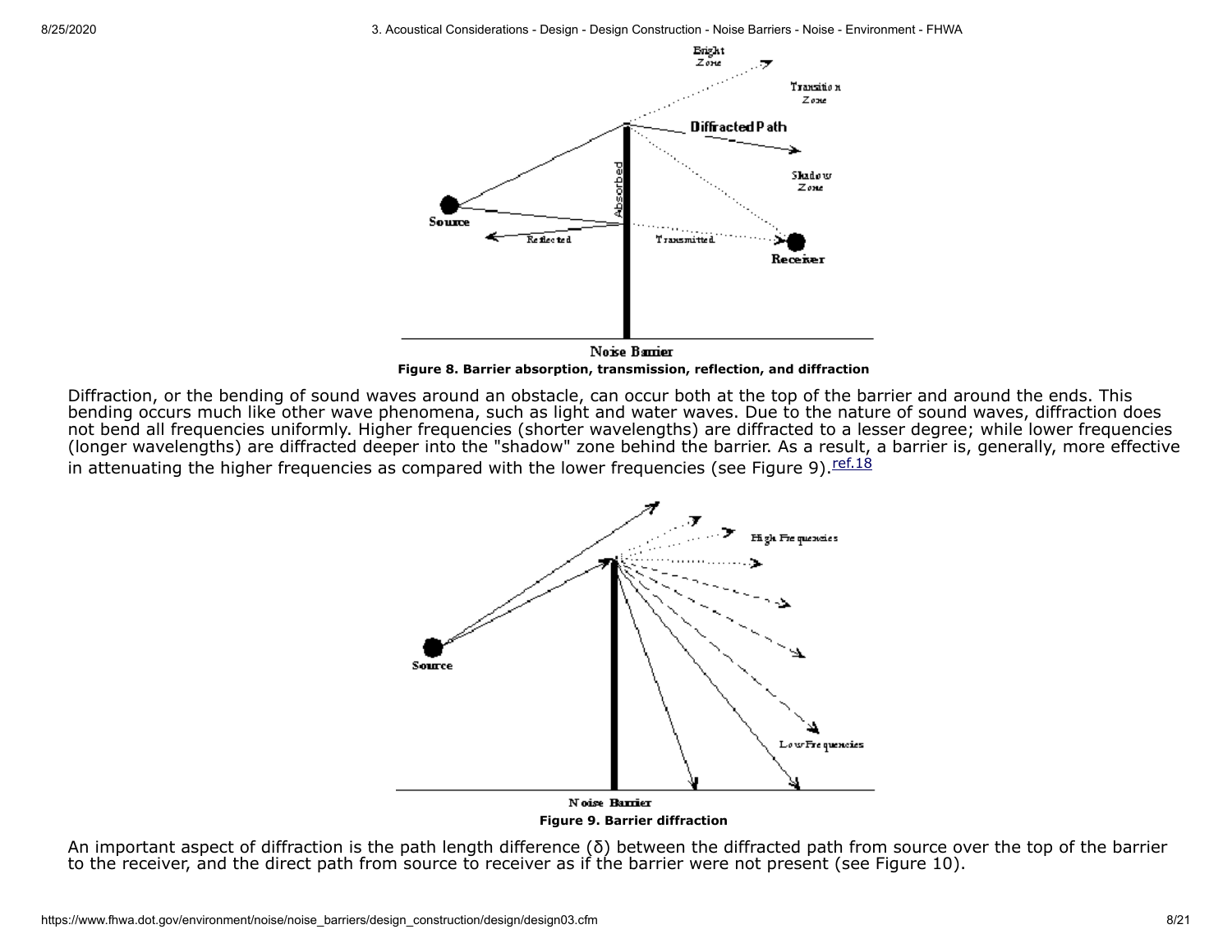**Figure 8. Barrier absorption, transmission, reflection, and diffraction**

Diffraction, or the bending of sound waves around an obstacle, can occur both at the top of the barrier and around the ends. This bending occurs much like other wave phenomena, such as light and water waves. Due to the nature of sound waves, diffraction does not bend all frequencies uniformly. Higher frequencies (shorter wavelengths) are diffracted to a lesser degree; while lower frequencies (longer wavelengths) are diffracted deeper into the "shadow" zone behind the barrier. As a result, a barrier is, generally, more effective in attenuating the higher frequencies as compared with the lower frequencies (see Figure 9).[ref.18]

**Figure 9. Barrier diffraction**

An important aspect of diffraction is the path length difference (δ) between the diffracted path from source over the top of the barrier to the receiver, and the direct path from source to receiver as if the barrier were not present (see Figure 10).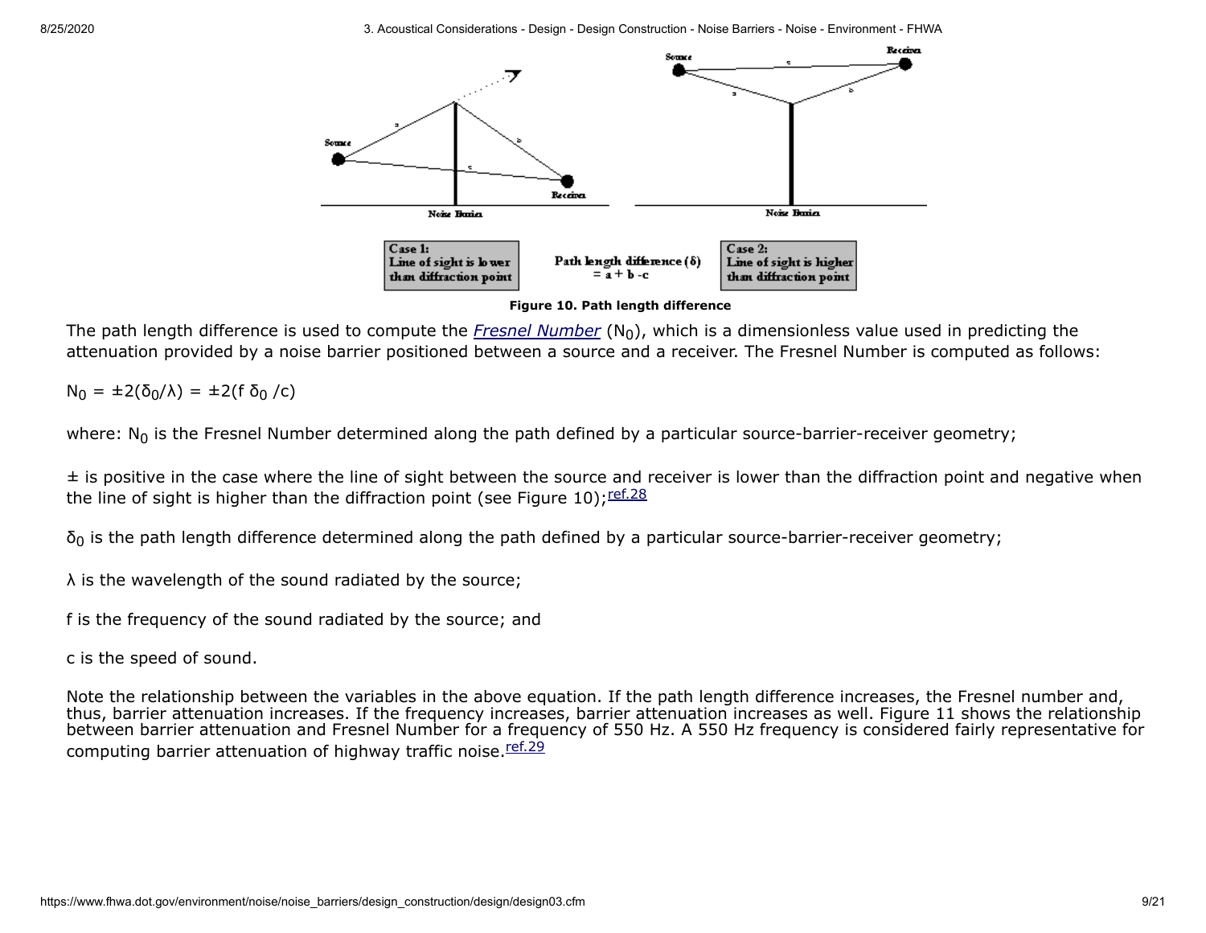Case 1: Line of sight is lower than diffraction point

Path length difference ($\delta$) = a + b - c

Case 2: Line of sight is higher than diffraction point

**Figure 10. Path length difference**

The path length difference is used to compute the *Fresnel Number* ($N_0$), which is a dimensionless value used in predicting the attenuation provided by a noise barrier positioned between a source and a receiver. The Fresnel Number is computed as follows:

$$N_0 = \pm 2(\delta_0/\lambda) = \pm 2(f\,\delta_0/c)$$

where: $N_0$ is the Fresnel Number determined along the path defined by a particular source-barrier-receiver geometry;

$\pm$ is positive in the case where the line of sight between the source and receiver is lower than the diffraction point and negative when the line of sight is higher than the diffraction point (see Figure 10);[ref.28]

$\delta_0$ is the path length difference determined along the path defined by a particular source-barrier-receiver geometry;

$\lambda$ is the wavelength of the sound radiated by the source;

f is the frequency of the sound radiated by the source; and

c is the speed of sound.

Note the relationship between the variables in the above equation. If the path length difference increases, the Fresnel number and, thus, barrier attenuation increases. If the frequency increases, barrier attenuation increases as well. Figure 11 shows the relationship between barrier attenuation and Fresnel Number for a frequency of 550 Hz. A 550 Hz frequency is considered fairly representative for computing barrier attenuation of highway traffic noise.[ref.29]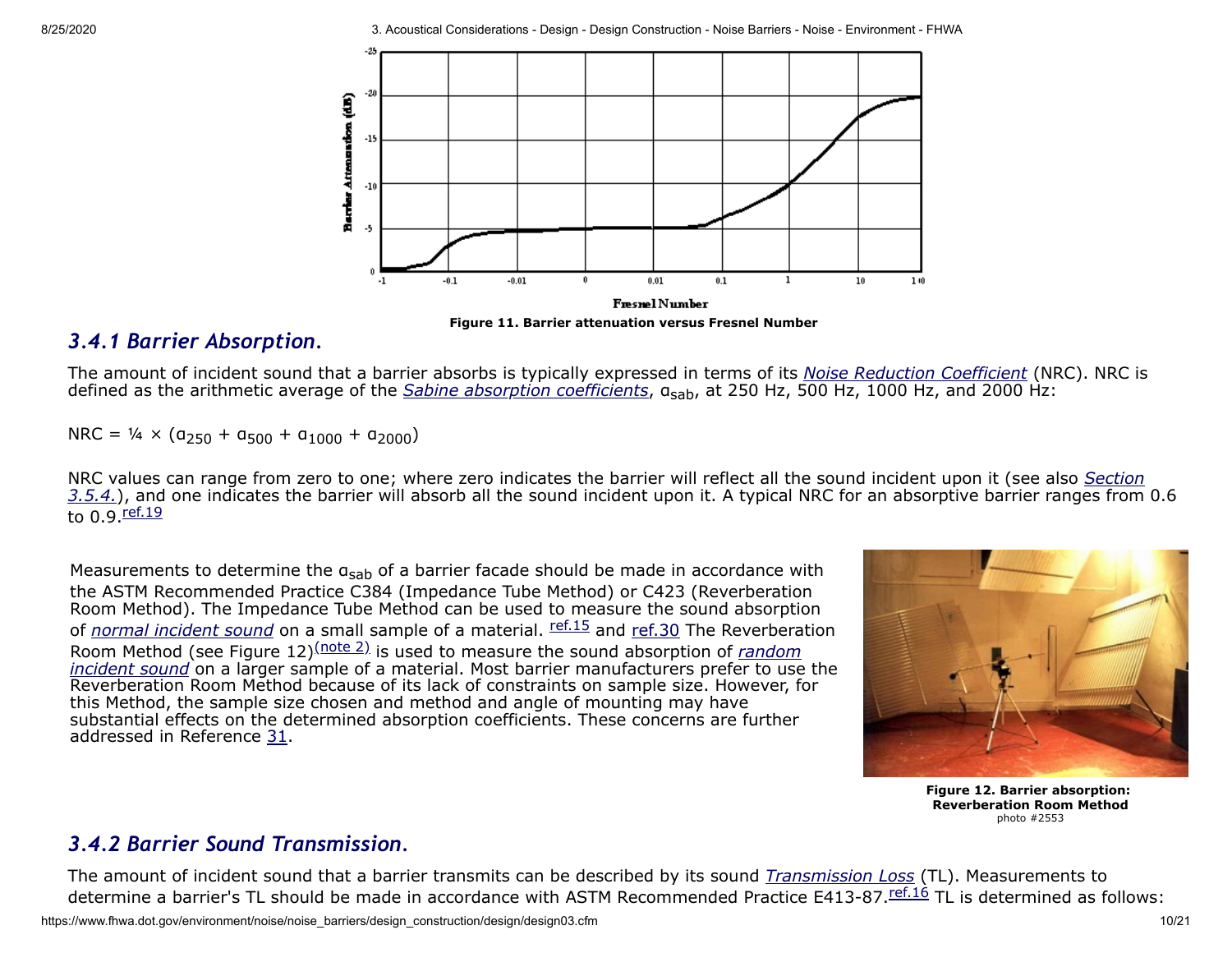Figure 11. Barrier attenuation versus Fresnel Number

### *3.4.1 Barrier Absorption.*

The amount of incident sound that a barrier absorbs is typically expressed in terms of its *Noise Reduction Coefficient* (NRC). NRC is defined as the arithmetic average of the *Sabine absorption coefficients*, $\alpha_{sab}$, at 250 Hz, 500 Hz, 1000 Hz, and 2000 Hz:

$$NRC = \frac{1}{4} \times (\alpha_{250} + \alpha_{500} + \alpha_{1000} + \alpha_{2000})$$

NRC values can range from zero to one; where zero indicates the barrier will reflect all the sound incident upon it (see also *Section 3.5.4.*), and one indicates the barrier will absorb all the sound incident upon it. A typical NRC for an absorptive barrier ranges from 0.6 to 0.9.[ref.19]

Measurements to determine the $\alpha_{sab}$ of a barrier facade should be made in accordance with the ASTM Recommended Practice C384 (Impedance Tube Method) or C423 (Reverberation Room Method). The Impedance Tube Method can be used to measure the sound absorption of *normal incident sound* on a small sample of a material. [ref.15] and ref.30 The Reverberation Room Method (see Figure 12)[(note 2)] is used to measure the sound absorption of *random incident sound* on a larger sample of a material. Most barrier manufacturers prefer to use the Reverberation Room Method because of its lack of constraints on sample size. However, for this Method, the sample size chosen and method and angle of mounting may have substantial effects on the determined absorption coefficients. These concerns are further addressed in Reference 31.

**Figure 12. Barrier absorption: Reverberation Room Method**
photo #2553

### *3.4.2 Barrier Sound Transmission.*

The amount of incident sound that a barrier transmits can be described by its sound *Transmission Loss* (TL). Measurements to determine a barrier's TL should be made in accordance with ASTM Recommended Practice E413-87.[ref.16] TL is determined as follows: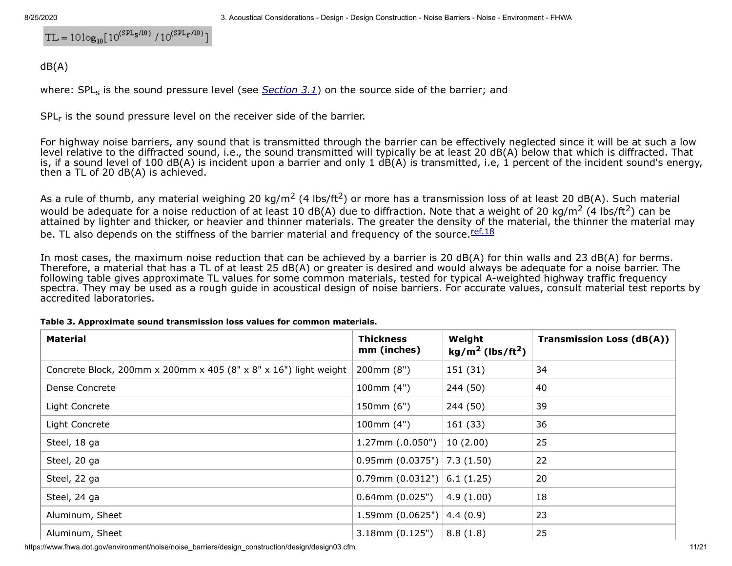$$TL = 10\log_{10}[10^{(SPL_s/10)} / 10^{(SPL_r/10)}]$$

dB(A)

where: $SPL_s$ is the sound pressure level (see *Section 3.1*) on the source side of the barrier; and

$SPL_r$ is the sound pressure level on the receiver side of the barrier.

For highway noise barriers, any sound that is transmitted through the barrier can be effectively neglected since it will be at such a low level relative to the diffracted sound, i.e., the sound transmitted will typically be at least 20 dB(A) below that which is diffracted. That is, if a sound level of 100 dB(A) is incident upon a barrier and only 1 dB(A) is transmitted, i.e, 1 percent of the incident sound's energy, then a TL of 20 dB(A) is achieved.

As a rule of thumb, any material weighing 20 kg/m$^2$ (4 lbs/ft$^2$) or more has a transmission loss of at least 20 dB(A). Such material would be adequate for a noise reduction of at least 10 dB(A) due to diffraction. Note that a weight of 20 kg/m$^2$ (4 lbs/ft$^2$) can be attained by lighter and thicker, or heavier and thinner materials. The greater the density of the material, the thinner the material may be. TL also depends on the stiffness of the barrier material and frequency of the source.[ref.18]

In most cases, the maximum noise reduction that can be achieved by a barrier is 20 dB(A) for thin walls and 23 dB(A) for berms. Therefore, a material that has a TL of at least 25 dB(A) or greater is desired and would always be adequate for a noise barrier. The following table gives approximate TL values for some common materials, tested for typical A-weighted highway traffic frequency spectra. They may be used as a rough guide in acoustical design of noise barriers. For accurate values, consult material test reports by accredited laboratories.

**Table 3. Approximate sound transmission loss values for common materials.**

| Material | Thickness mm (inches) | Weight kg/m$^2$ (lbs/ft$^2$) | Transmission Loss (dB(A)) |
|---|---|---|---|
| Concrete Block, 200mm x 200mm x 405 (8" x 8" x 16") light weight | 200mm (8") | 151 (31) | 34 |
| Dense Concrete | 100mm (4") | 244 (50) | 40 |
| Light Concrete | 150mm (6") | 244 (50) | 39 |
| Light Concrete | 100mm (4") | 161 (33) | 36 |
| Steel, 18 ga | 1.27mm (.0.050") | 10 (2.00) | 25 |
| Steel, 20 ga | 0.95mm (0.0375") | 7.3 (1.50) | 22 |
| Steel, 22 ga | 0.79mm (0.0312") | 6.1 (1.25) | 20 |
| Steel, 24 ga | 0.64mm (0.025") | 4.9 (1.00) | 18 |
| Aluminum, Sheet | 1.59mm (0.0625") | 4.4 (0.9) | 23 |
| Aluminum, Sheet | 3.18mm (0.125") | 8.8 (1.8) | 25 |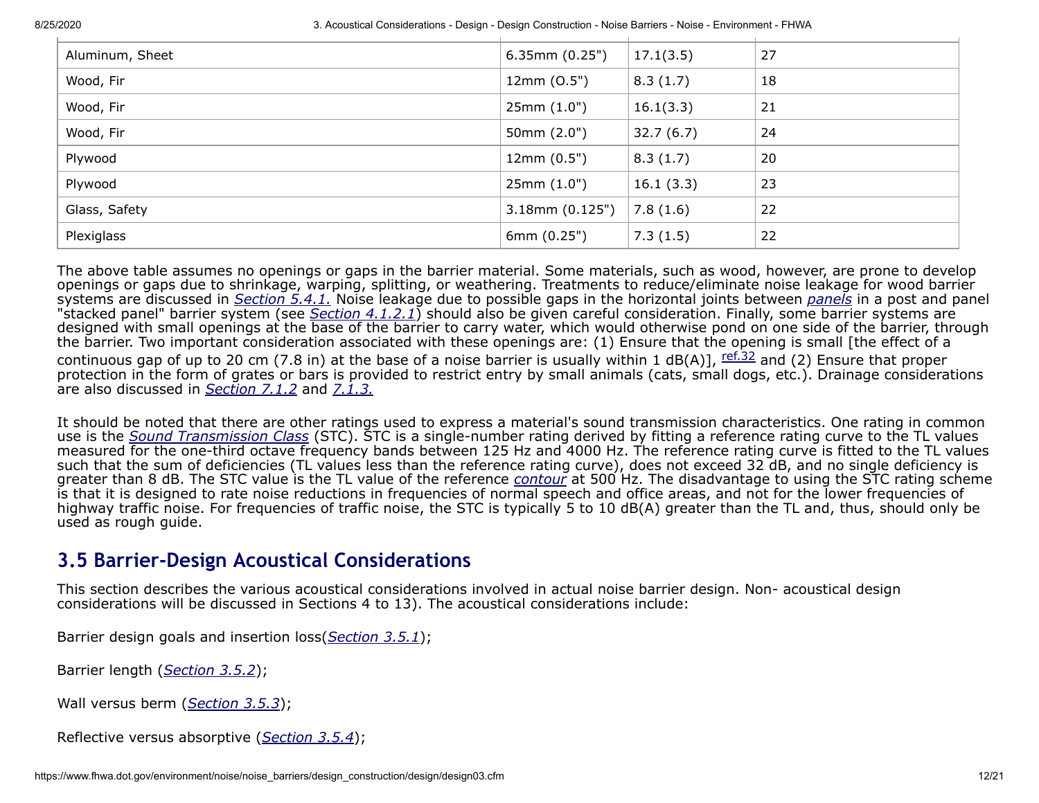| Aluminum, Sheet | 6.35mm (0.25") | 17.1(3.5) | 27 |
|---|---|---|---|
| Wood, Fir | 12mm (O.5") | 8.3 (1.7) | 18 |
| Wood, Fir | 25mm (1.0") | 16.1(3.3) | 21 |
| Wood, Fir | 50mm (2.0") | 32.7 (6.7) | 24 |
| Plywood | 12mm (0.5") | 8.3 (1.7) | 20 |
| Plywood | 25mm (1.0") | 16.1 (3.3) | 23 |
| Glass, Safety | 3.18mm (0.125") | 7.8 (1.6) | 22 |
| Plexiglass | 6mm (0.25") | 7.3 (1.5) | 22 |

The above table assumes no openings or gaps in the barrier material. Some materials, such as wood, however, are prone to develop openings or gaps due to shrinkage, warping, splitting, or weathering. Treatments to reduce/eliminate noise leakage for wood barrier systems are discussed in *Section 5.4.1.* Noise leakage due to possible gaps in the horizontal joints between *panels* in a post and panel "stacked panel" barrier system (see *Section 4.1.2.1*) should also be given careful consideration. Finally, some barrier systems are designed with small openings at the base of the barrier to carry water, which would otherwise pond on one side of the barrier, through the barrier. Two important consideration associated with these openings are: (1) Ensure that the opening is small [the effect of a continuous gap of up to 20 cm (7.8 in) at the base of a noise barrier is usually within 1 dB(A)], [ref.32] and (2) Ensure that proper protection in the form of grates or bars is provided to restrict entry by small animals (cats, small dogs, etc.). Drainage considerations are also discussed in *Section 7.1.2* and *7.1.3.*

It should be noted that there are other ratings used to express a material's sound transmission characteristics. One rating in common use is the *Sound Transmission Class* (STC). STC is a single-number rating derived by fitting a reference rating curve to the TL values measured for the one-third octave frequency bands between 125 Hz and 4000 Hz. The reference rating curve is fitted to the TL values such that the sum of deficiencies (TL values less than the reference rating curve), does not exceed 32 dB, and no single deficiency is greater than 8 dB. The STC value is the TL value of the reference *contour* at 500 Hz. The disadvantage to using the STC rating scheme is that it is designed to rate noise reductions in frequencies of normal speech and office areas, and not for the lower frequencies of highway traffic noise. For frequencies of traffic noise, the STC is typically 5 to 10 dB(A) greater than the TL and, thus, should only be used as rough guide.

## 3.5 Barrier-Design Acoustical Considerations

This section describes the various acoustical considerations involved in actual noise barrier design. Non- acoustical design considerations will be discussed in Sections 4 to 13). The acoustical considerations include:

Barrier design goals and insertion loss(*Section 3.5.1*);

Barrier length (*Section 3.5.2*);

Wall versus berm (*Section 3.5.3*);

Reflective versus absorptive (*Section 3.5.4*);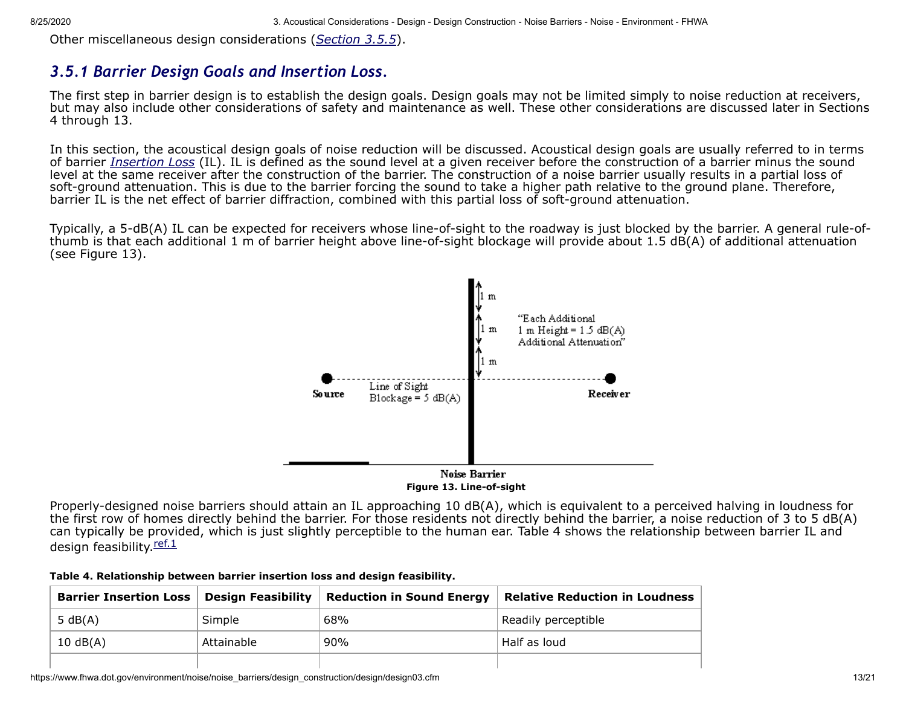Other miscellaneous design considerations (*Section 3.5.5*).

### *3.5.1 Barrier Design Goals and Insertion Loss.*

The first step in barrier design is to establish the design goals. Design goals may not be limited simply to noise reduction at receivers, but may also include other considerations of safety and maintenance as well. These other considerations are discussed later in Sections 4 through 13.

In this section, the acoustical design goals of noise reduction will be discussed. Acoustical design goals are usually referred to in terms of barrier *Insertion Loss* (IL). IL is defined as the sound level at a given receiver before the construction of a barrier minus the sound level at the same receiver after the construction of the barrier. The construction of a noise barrier usually results in a partial loss of soft-ground attenuation. This is due to the barrier forcing the sound to take a higher path relative to the ground plane. Therefore, barrier IL is the net effect of barrier diffraction, combined with this partial loss of soft-ground attenuation.

Typically, a 5-dB(A) IL can be expected for receivers whose line-of-sight to the roadway is just blocked by the barrier. A general rule-of-thumb is that each additional 1 m of barrier height above line-of-sight blockage will provide about 1.5 dB(A) of additional attenuation (see Figure 13).

**Figure 13. Line-of-sight**

Properly-designed noise barriers should attain an IL approaching 10 dB(A), which is equivalent to a perceived halving in loudness for the first row of homes directly behind the barrier. For those residents not directly behind the barrier, a noise reduction of 3 to 5 dB(A) can typically be provided, which is just slightly perceptible to the human ear. Table 4 shows the relationship between barrier IL and design feasibility.[ref.1]

**Table 4. Relationship between barrier insertion loss and design feasibility.**

| Barrier Insertion Loss | Design Feasibility | Reduction in Sound Energy | Relative Reduction in Loudness |
|---|---|---|---|
| 5 dB(A) | Simple | 68% | Readily perceptible |
| 10 dB(A) | Attainable | 90% | Half as loud |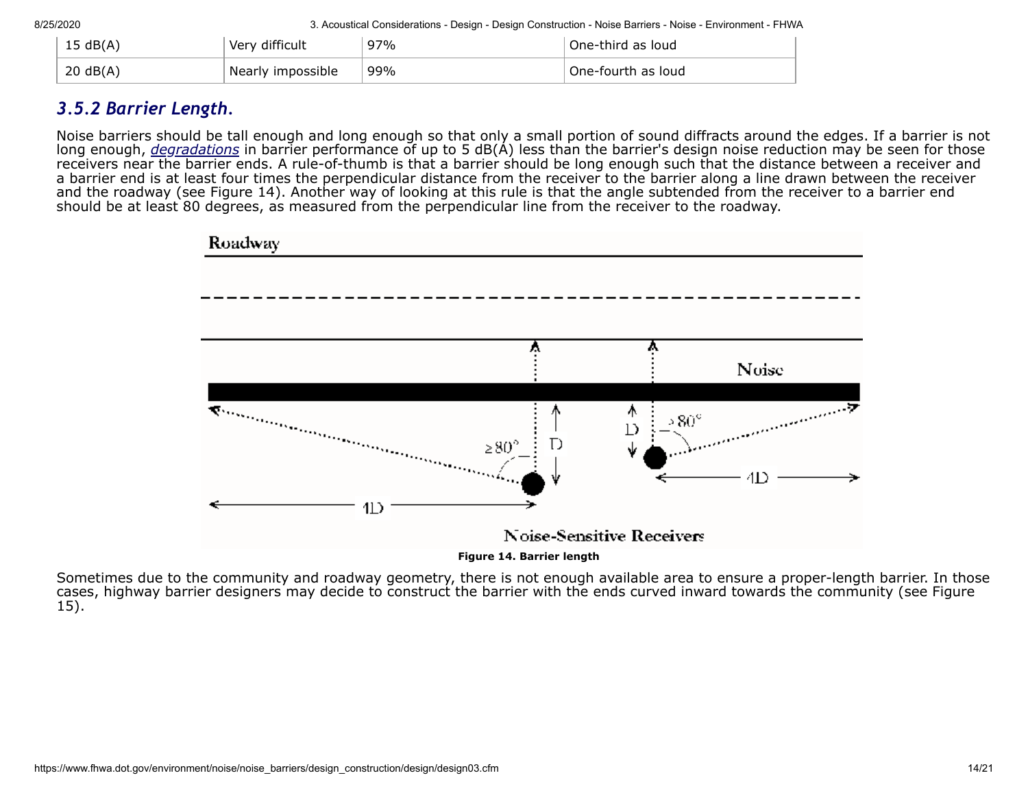| 15 dB(A) | Very difficult | 97% | One-third as loud |
| --- | --- | --- | --- |
| 20 dB(A) | Nearly impossible | 99% | One-fourth as loud |

### *3.5.2 Barrier Length.*

Noise barriers should be tall enough and long enough so that only a small portion of sound diffracts around the edges. If a barrier is not long enough, *degradations* in barrier performance of up to 5 dB(A) less than the barrier's design noise reduction may be seen for those receivers near the barrier ends. A rule-of-thumb is that a barrier should be long enough such that the distance between a receiver and a barrier end is at least four times the perpendicular distance from the receiver to the barrier along a line drawn between the receiver and the roadway (see Figure 14). Another way of looking at this rule is that the angle subtended from the receiver to a barrier end should be at least 80 degrees, as measured from the perpendicular line from the receiver to the roadway.

**Figure 14. Barrier length**

Sometimes due to the community and roadway geometry, there is not enough available area to ensure a proper-length barrier. In those cases, highway barrier designers may decide to construct the barrier with the ends curved inward towards the community (see Figure 15).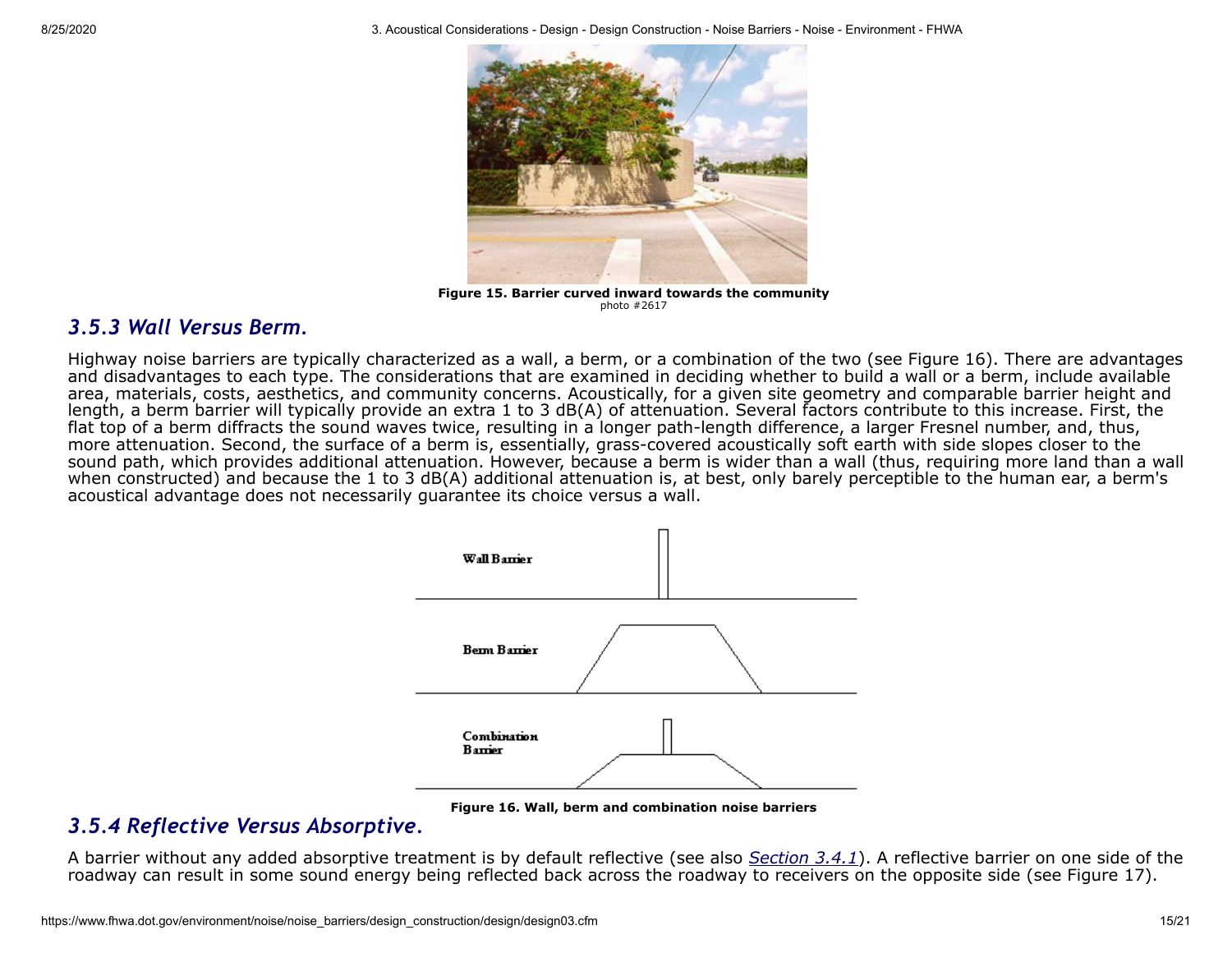Figure 15. Barrier curved inward towards the community
photo #2617

### *3.5.3 Wall Versus Berm.*

Highway noise barriers are typically characterized as a wall, a berm, or a combination of the two (see Figure 16). There are advantages and disadvantages to each type. The considerations that are examined in deciding whether to build a wall or a berm, include available area, materials, costs, aesthetics, and community concerns. Acoustically, for a given site geometry and comparable barrier height and length, a berm barrier will typically provide an extra 1 to 3 dB(A) of attenuation. Several factors contribute to this increase. First, the flat top of a berm diffracts the sound waves twice, resulting in a longer path-length difference, a larger Fresnel number, and, thus, more attenuation. Second, the surface of a berm is, essentially, grass-covered acoustically soft earth with side slopes closer to the sound path, which provides additional attenuation. However, because a berm is wider than a wall (thus, requiring more land than a wall when constructed) and because the 1 to 3 dB(A) additional attenuation is, at best, only barely perceptible to the human ear, a berm's acoustical advantage does not necessarily guarantee its choice versus a wall.

Wall Barrier

Berm Barrier

Combination Barrier

Figure 16. Wall, berm and combination noise barriers

### *3.5.4 Reflective Versus Absorptive.*

A barrier without any added absorptive treatment is by default reflective (see also *Section 3.4.1*). A reflective barrier on one side of the roadway can result in some sound energy being reflected back across the roadway to receivers on the opposite side (see Figure 17).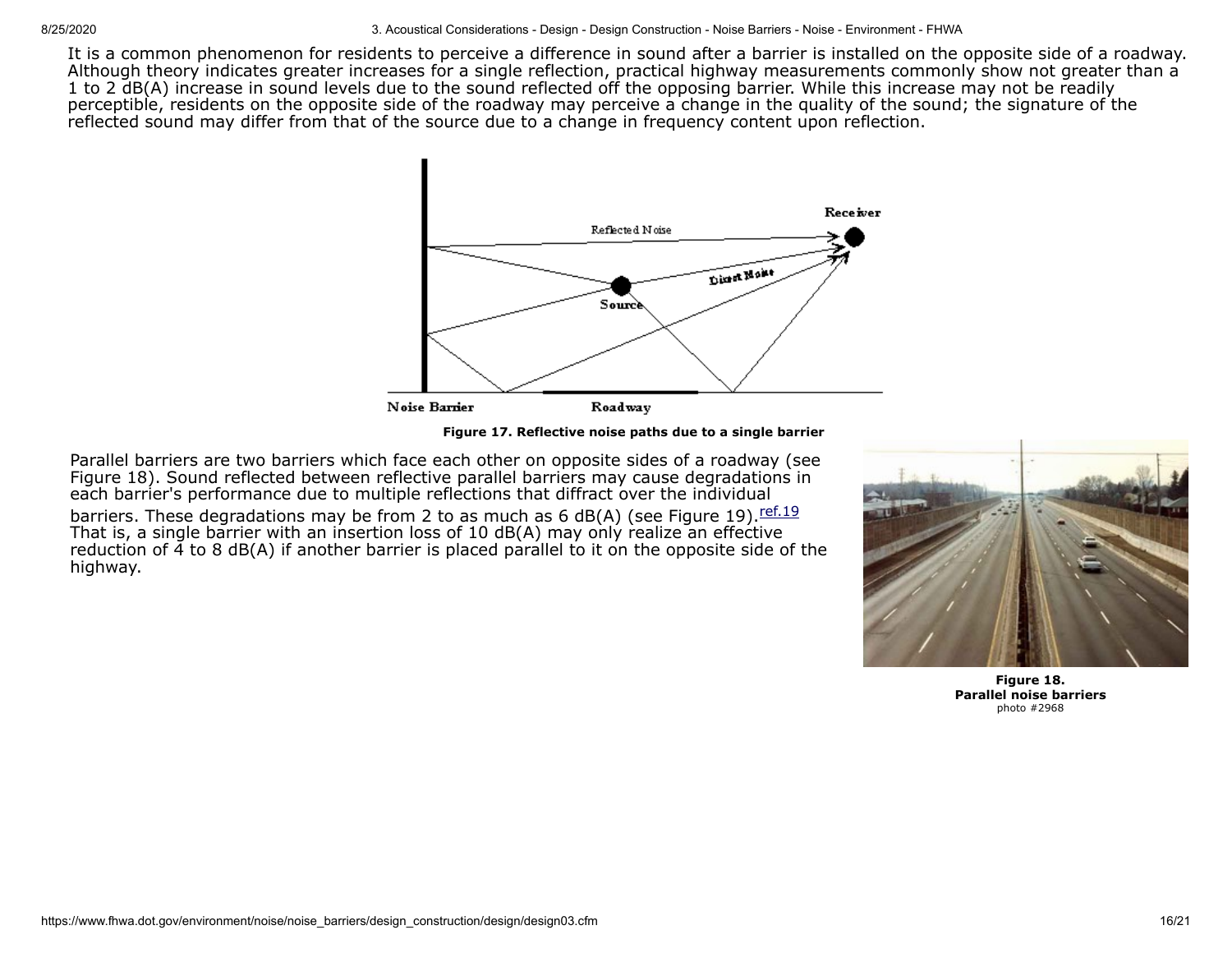It is a common phenomenon for residents to perceive a difference in sound after a barrier is installed on the opposite side of a roadway. Although theory indicates greater increases for a single reflection, practical highway measurements commonly show not greater than a 1 to 2 dB(A) increase in sound levels due to the sound reflected off the opposing barrier. While this increase may not be readily perceptible, residents on the opposite side of the roadway may perceive a change in the quality of the sound; the signature of the reflected sound may differ from that of the source due to a change in frequency content upon reflection.

**Figure 17. Reflective noise paths due to a single barrier**

Parallel barriers are two barriers which face each other on opposite sides of a roadway (see Figure 18). Sound reflected between reflective parallel barriers may cause degradations in each barrier's performance due to multiple reflections that diffract over the individual barriers. These degradations may be from 2 to as much as 6 dB(A) (see Figure 19).[ref.19] That is, a single barrier with an insertion loss of 10 dB(A) may only realize an effective reduction of 4 to 8 dB(A) if another barrier is placed parallel to it on the opposite side of the highway.

**Figure 18. Parallel noise barriers**
photo #2968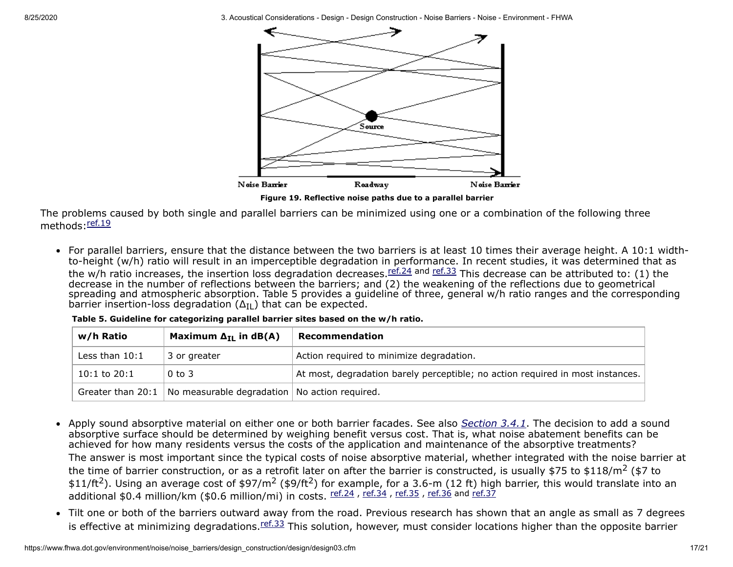Noise Barrier Roadway Noise Barrier

Source

**Figure 19. Reflective noise paths due to a parallel barrier**

The problems caused by both single and parallel barriers can be minimized using one or a combination of the following three methods:[ref.19]

- For parallel barriers, ensure that the distance between the two barriers is at least 10 times their average height. A 10:1 width-to-height (w/h) ratio will result in an imperceptible degradation in performance. In recent studies, it was determined that as the w/h ratio increases, the insertion loss degradation decreases.[ref.24] and [ref.33] This decrease can be attributed to: (1) the decrease in the number of reflections between the barriers; and (2) the weakening of the reflections due to geometrical spreading and atmospheric absorption. Table 5 provides a guideline of three, general w/h ratio ranges and the corresponding barrier insertion-loss degradation ($\Delta_{IL}$) that can be expected.

**Table 5. Guideline for categorizing parallel barrier sites based on the w/h ratio.**

| w/h Ratio | Maximum $\Delta_{IL}$ in dB(A) | Recommendation |
|---|---|---|
| Less than 10:1 | 3 or greater | Action required to minimize degradation. |
| 10:1 to 20:1 | 0 to 3 | At most, degradation barely perceptible; no action required in most instances. |
| Greater than 20:1 | No measurable degradation | No action required. |

- Apply sound absorptive material on either one or both barrier facades. See also *Section 3.4.1*. The decision to add a sound absorptive surface should be determined by weighing benefit versus cost. That is, what noise abatement benefits can be achieved for how many residents versus the costs of the application and maintenance of the absorptive treatments?
  The answer is most important since the typical costs of noise absorptive material, whether integrated with the noise barrier at the time of barrier construction, or as a retrofit later on after the barrier is constructed, is usually \$75 to \$118/$m^2$ (\$7 to \$11/$ft^2$). Using an average cost of \$97/$m^2$ (\$9/$ft^2$) for example, for a 3.6-m (12 ft) high barrier, this would translate into an additional \$0.4 million/km (\$0.6 million/mi) in costs. [ref.24], [ref.34], [ref.35], [ref.36] and [ref.37]
- Tilt one or both of the barriers outward away from the road. Previous research has shown that an angle as small as 7 degrees is effective at minimizing degradations.[ref.33] This solution, however, must consider locations higher than the opposite barrier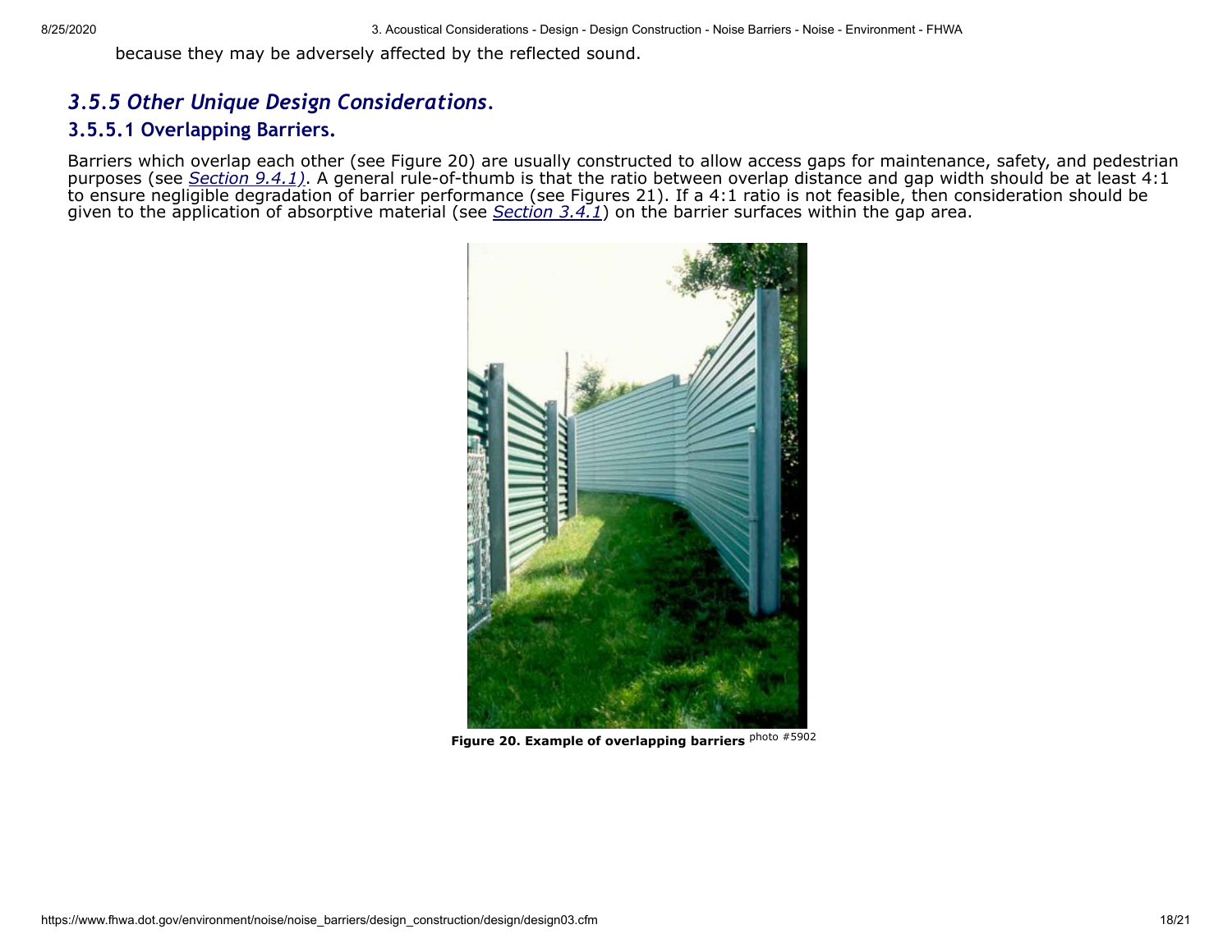because they may be adversely affected by the reflected sound.

### *3.5.5 Other Unique Design Considerations.*

#### 3.5.5.1 Overlapping Barriers.

Barriers which overlap each other (see Figure 20) are usually constructed to allow access gaps for maintenance, safety, and pedestrian purposes (see *Section 9.4.1)*. A general rule-of-thumb is that the ratio between overlap distance and gap width should be at least 4:1 to ensure negligible degradation of barrier performance (see Figures 21). If a 4:1 ratio is not feasible, then consideration should be given to the application of absorptive material (see *Section 3.4.1*) on the barrier surfaces within the gap area.

**Figure 20. Example of overlapping barriers** photo #5902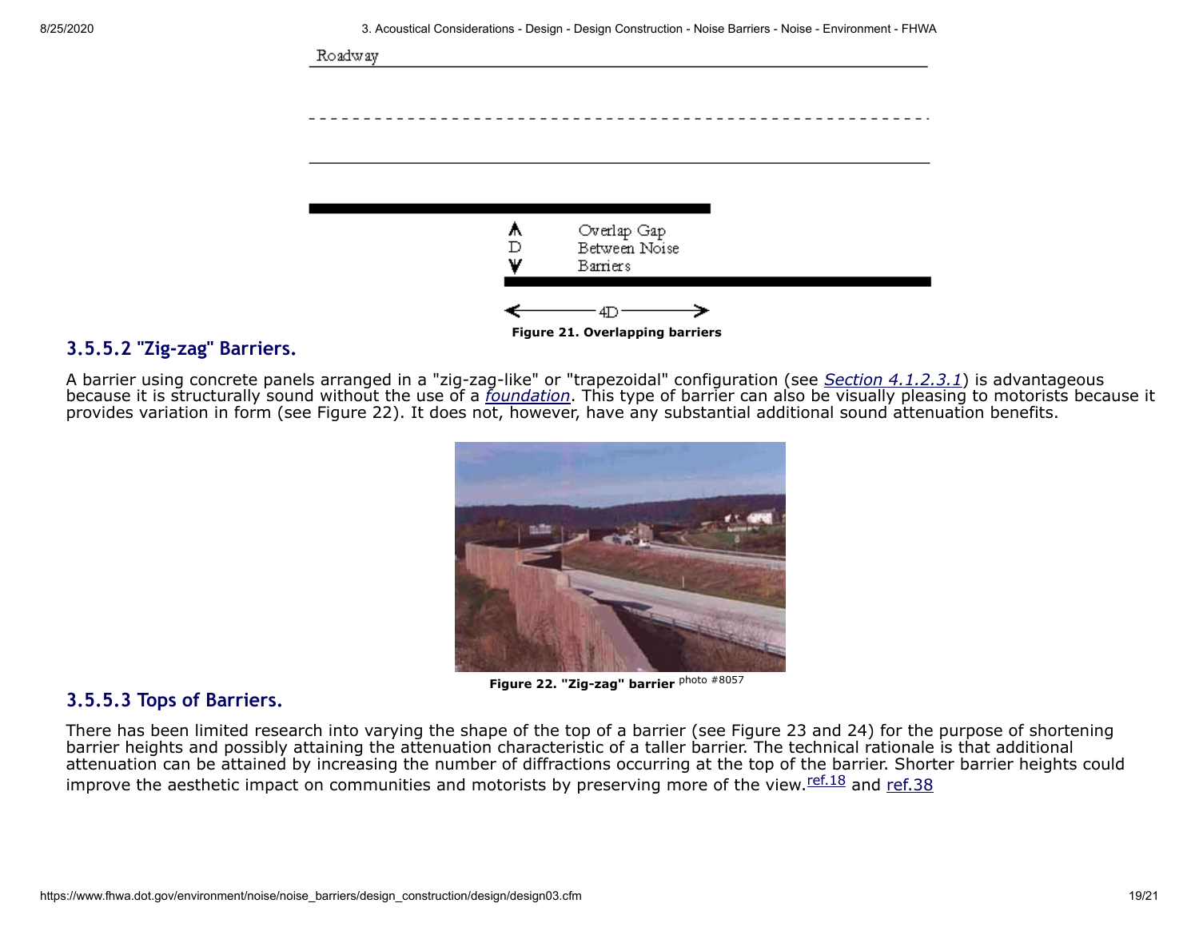Figure 21. Overlapping barriers

### 3.5.5.2 "Zig-zag" Barriers.

A barrier using concrete panels arranged in a "zig-zag-like" or "trapezoidal" configuration (see *Section 4.1.2.3.1*) is advantageous because it is structurally sound without the use of a *foundation*. This type of barrier can also be visually pleasing to motorists because it provides variation in form (see Figure 22). It does not, however, have any substantial additional sound attenuation benefits.

**Figure 22. "Zig-zag" barrier** photo #8057

### 3.5.5.3 Tops of Barriers.

There has been limited research into varying the shape of the top of a barrier (see Figure 23 and 24) for the purpose of shortening barrier heights and possibly attaining the attenuation characteristic of a taller barrier. The technical rationale is that additional attenuation can be attained by increasing the number of diffractions occurring at the top of the barrier. Shorter barrier heights could improve the aesthetic impact on communities and motorists by preserving more of the view.[ref.18] and ref.38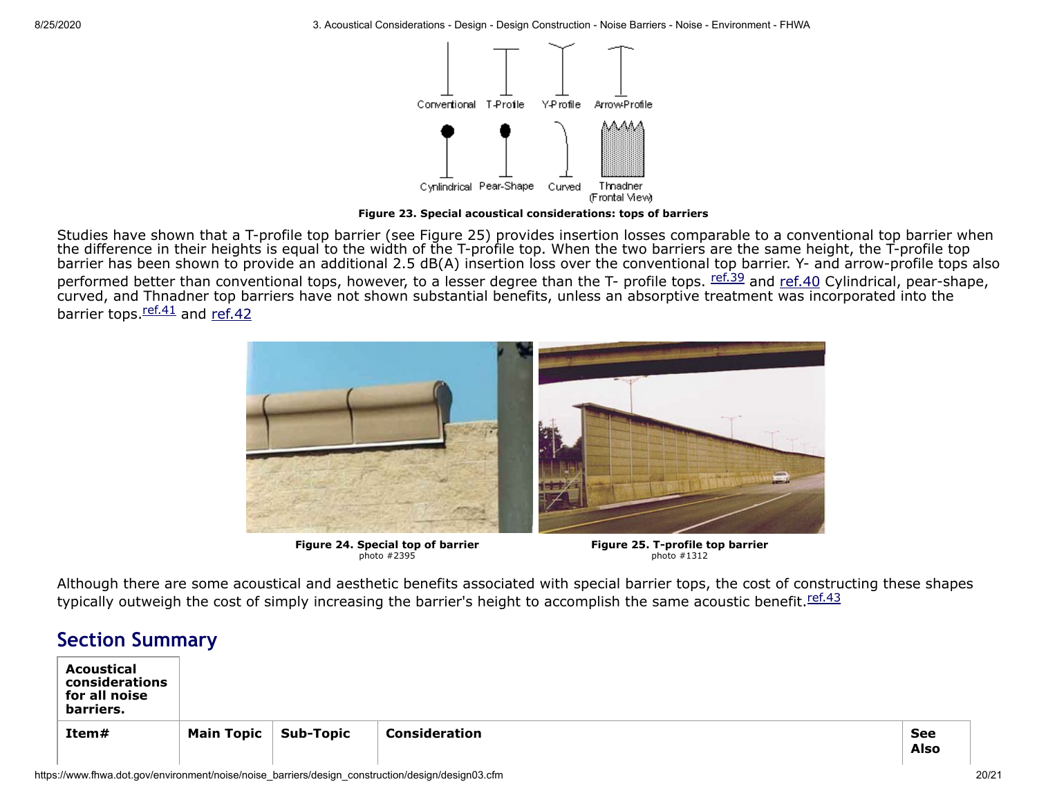Figure 23. Special acoustical considerations: tops of barriers

Studies have shown that a T-profile top barrier (see Figure 25) provides insertion losses comparable to a conventional top barrier when the difference in their heights is equal to the width of the T-profile top. When the two barriers are the same height, the T-profile top barrier has been shown to provide an additional 2.5 dB(A) insertion loss over the conventional top barrier. Y- and arrow-profile tops also performed better than conventional tops, however, to a lesser degree than the T- profile tops. [ref.39] and [ref.40] Cylindrical, pear-shape, curved, and Thnadner top barriers have not shown substantial benefits, unless an absorptive treatment was incorporated into the barrier tops.[ref.41] and [ref.42]

**Figure 24. Special top of barrier**
photo #2395

**Figure 25. T-profile top barrier**
photo #1312

Although there are some acoustical and aesthetic benefits associated with special barrier tops, the cost of constructing these shapes typically outweigh the cost of simply increasing the barrier's height to accomplish the same acoustic benefit.[ref.43]

## Section Summary

| **Acoustical considerations for all noise barriers.** | | | | |
|---|---|---|---|---|
| **Item#** | **Main Topic** | **Sub-Topic** | **Consideration** | **See Also** |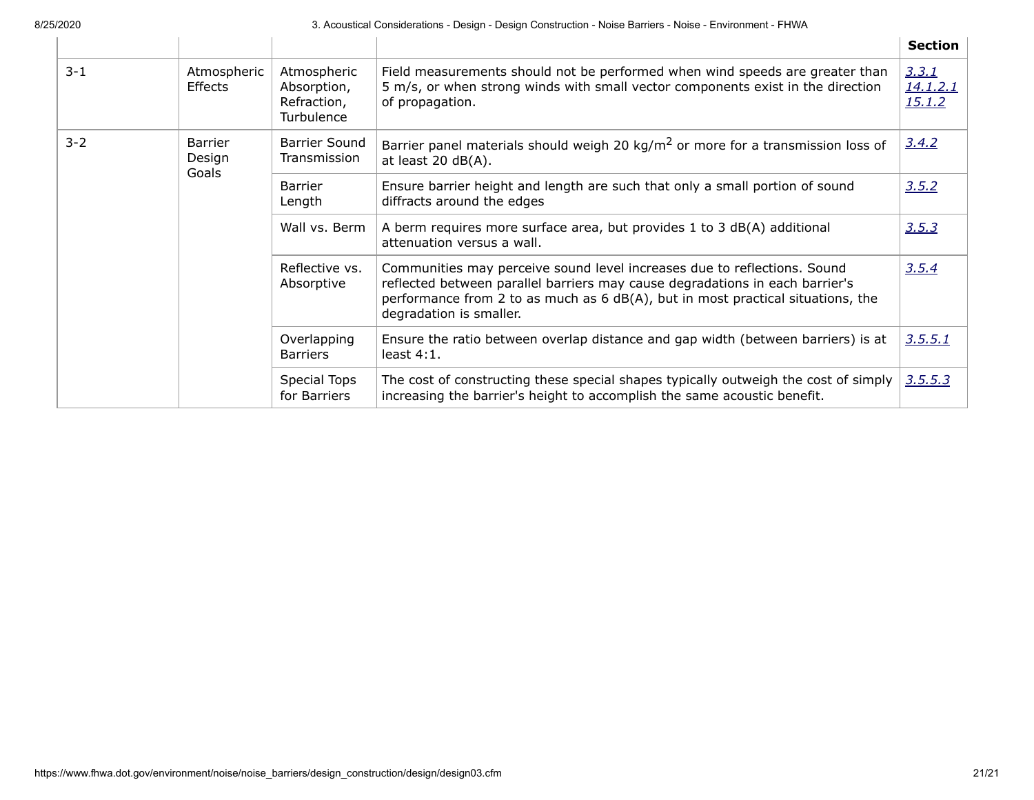| | | | | Section |
|---|---|---|---|---|
| 3-1 | Atmospheric Effects | Atmospheric Absorption, Refraction, Turbulence | Field measurements should not be performed when wind speeds are greater than 5 m/s, or when strong winds with small vector components exist in the direction of propagation. | 3.3.1 14.1.2.1 15.1.2 |
| 3-2 | Barrier Design Goals | Barrier Sound Transmission | Barrier panel materials should weigh 20 kg/m$^2$ or more for a transmission loss of at least 20 dB(A). | 3.4.2 |
| | | Barrier Length | Ensure barrier height and length are such that only a small portion of sound diffracts around the edges | 3.5.2 |
| | | Wall vs. Berm | A berm requires more surface area, but provides 1 to 3 dB(A) additional attenuation versus a wall. | 3.5.3 |
| | | Reflective vs. Absorptive | Communities may perceive sound level increases due to reflections. Sound reflected between parallel barriers may cause degradations in each barrier's performance from 2 to as much as 6 dB(A), but in most practical situations, the degradation is smaller. | 3.5.4 |
| | | Overlapping Barriers | Ensure the ratio between overlap distance and gap width (between barriers) is at least 4:1. | 3.5.5.1 |
| | | Special Tops for Barriers | The cost of constructing these special shapes typically outweigh the cost of simply increasing the barrier's height to accomplish the same acoustic benefit. | 3.5.5.3 |